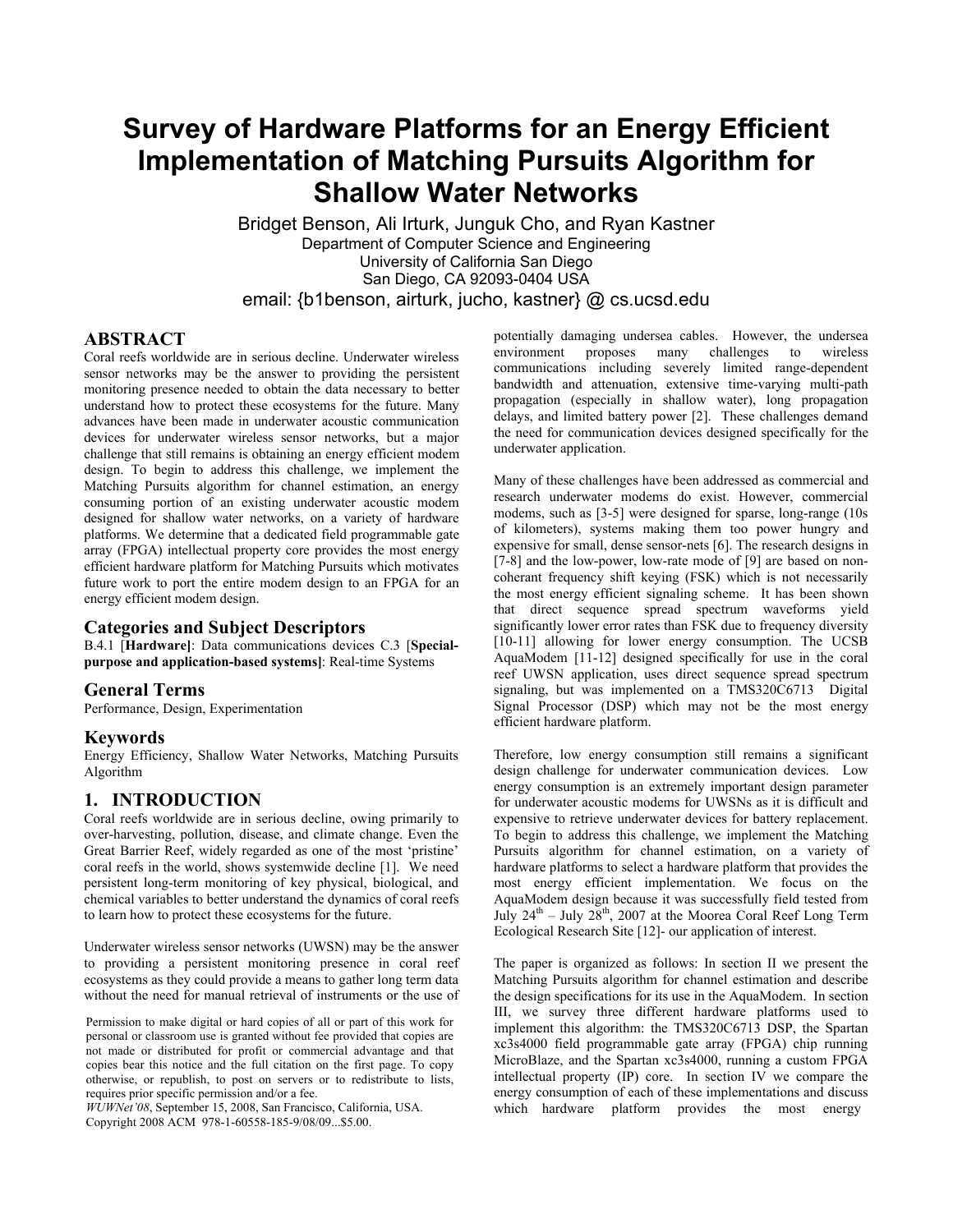# Survey of Hardware Platforms for an Energy Efficient Implementation of Matching Pursuits Algorithm for Shallow Water Networks

Bridget Benson, Ali Irturk, Junguk Cho, and Ryan Kastner

Department of Computer Science and Engineering
University of California San Diego
San Diego, CA 92093-0404 USA

email: {b1benson, airturk, jucho, kastner} @ cs.ucsd.edu

## ABSTRACT

Coral reefs worldwide are in serious decline. Underwater wireless sensor networks may be the answer to providing the persistent monitoring presence needed to obtain the data necessary to better understand how to protect these ecosystems for the future. Many advances have been made in underwater acoustic communication devices for underwater wireless sensor networks, but a major challenge that still remains is obtaining an energy efficient modem design. To begin to address this challenge, we implement the Matching Pursuits algorithm for channel estimation, an energy consuming portion of an existing underwater acoustic modem designed for shallow water networks, on a variety of hardware platforms. We determine that a dedicated field programmable gate array (FPGA) intellectual property core provides the most energy efficient hardware platform for Matching Pursuits which motivates future work to port the entire modem design to an FPGA for an energy efficient modem design.

## Categories and Subject Descriptors

B.4.1 [**Hardware**]: Data communications devices C.3 [**Special-purpose and application-based systems**]: Real-time Systems

## General Terms

Performance, Design, Experimentation

## Keywords

Energy Efficiency, Shallow Water Networks, Matching Pursuits Algorithm

## 1. INTRODUCTION

Coral reefs worldwide are in serious decline, owing primarily to over-harvesting, pollution, disease, and climate change. Even the Great Barrier Reef, widely regarded as one of the most 'pristine' coral reefs in the world, shows systemwide decline [1]. We need persistent long-term monitoring of key physical, biological, and chemical variables to better understand the dynamics of coral reefs to learn how to protect these ecosystems for the future.

Underwater wireless sensor networks (UWSN) may be the answer to providing a persistent monitoring presence in coral reef ecosystems as they could provide a means to gather long term data without the need for manual retrieval of instruments or the use of potentially damaging undersea cables. However, the undersea environment proposes many challenges to wireless communications including severely limited range-dependent bandwidth and attenuation, extensive time-varying multi-path propagation (especially in shallow water), long propagation delays, and limited battery power [2]. These challenges demand the need for communication devices designed specifically for the underwater application.

Many of these challenges have been addressed as commercial and research underwater modems do exist. However, commercial modems, such as [3-5] were designed for sparse, long-range (10s of kilometers), systems making them too power hungry and expensive for small, dense sensor-nets [6]. The research designs in [7-8] and the low-power, low-rate mode of [9] are based on non-coherant frequency shift keying (FSK) which is not necessarily the most energy efficient signaling scheme. It has been shown that direct sequence spread spectrum waveforms yield significantly lower error rates than FSK due to frequency diversity [10-11] allowing for lower energy consumption. The UCSB AquaModem [11-12] designed specifically for use in the coral reef UWSN application, uses direct sequence spread spectrum signaling, but was implemented on a TMS320C6713 Digital Signal Processor (DSP) which may not be the most energy efficient hardware platform.

Therefore, low energy consumption still remains a significant design challenge for underwater communication devices. Low energy consumption is an extremely important design parameter for underwater acoustic modems for UWSNs as it is difficult and expensive to retrieve underwater devices for battery replacement. To begin to address this challenge, we implement the Matching Pursuits algorithm for channel estimation, on a variety of hardware platforms to select a hardware platform that provides the most energy efficient implementation. We focus on the AquaModem design because it was successfully field tested from July 24th – July 28th, 2007 at the Moorea Coral Reef Long Term Ecological Research Site [12]- our application of interest.

The paper is organized as follows: In section II we present the Matching Pursuits algorithm for channel estimation and describe the design specifications for its use in the AquaModem. In section III, we survey three different hardware platforms used to implement this algorithm: the TMS320C6713 DSP, the Spartan xc3s4000 field programmable gate array (FPGA) chip running MicroBlaze, and the Spartan xc3s4000, running a custom FPGA intellectual property (IP) core. In section IV we compare the energy consumption of each of these implementations and discuss which hardware platform provides the most energy

Permission to make digital or hard copies of all or part of this work for personal or classroom use is granted without fee provided that copies are not made or distributed for profit or commercial advantage and that copies bear this notice and the full citation on the first page. To copy otherwise, or republish, to post on servers or to redistribute to lists, requires prior specific permission and/or a fee.
*WUWNet'08*, September 15, 2008, San Francisco, California, USA.
Copyright 2008 ACM 978-1-60558-185-9/08/09...$5.00.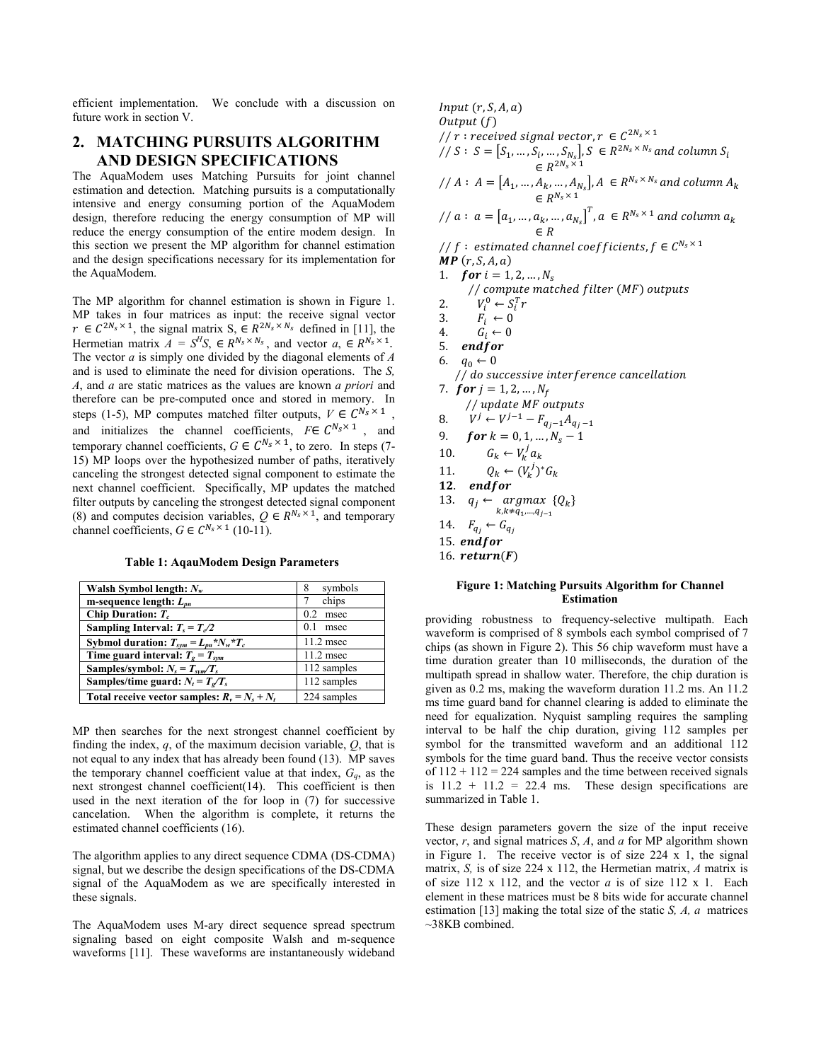efficient implementation. We conclude with a discussion on future work in section V.

## 2. MATCHING PURSUITS ALGORITHM AND DESIGN SPECIFICATIONS

The AquaModem uses Matching Pursuits for joint channel estimation and detection. Matching pursuits is a computationally intensive and energy consuming portion of the AquaModem design, therefore reducing the energy consumption of MP will reduce the energy consumption of the entire modem design. In this section we present the MP algorithm for channel estimation and the design specifications necessary for its implementation for the AquaModem.

The MP algorithm for channel estimation is shown in Figure 1. MP takes in four matrices as input: the receive signal vector $r \in C^{2N_s \times 1}$, the signal matrix S, $\in R^{2N_s \times N_s}$ defined in [11], the Hermetian matrix $A = S^H S$, $\in R^{N_s \times N_s}$, and vector $a$, $\in R^{N_s \times 1}$. The vector *a* is simply one divided by the diagonal elements of *A* and is used to eliminate the need for division operations. The *S, A*, and *a* are static matrices as the values are known *a priori* and therefore can be pre-computed once and stored in memory. In steps (1-5), MP computes matched filter outputs, $V \in C^{N_s \times 1}$, and initializes the channel coefficients, $F \in C^{N_s \times 1}$, and temporary channel coefficients, $G \in C^{N_s \times 1}$, to zero. In steps (7-15) MP loops over the hypothesized number of paths, iteratively canceling the strongest detected signal component to estimate the next channel coefficient. Specifically, MP updates the matched filter outputs by canceling the strongest detected signal component (8) and computes decision variables, $Q \in R^{N_s \times 1}$, and temporary channel coefficients, $G \in C^{N_s \times 1}$ (10-11).

**Table 1: AqauModem Design Parameters**

| | |
|---|---|
| **Walsh Symbol length: $N_w$** | 8 symbols |
| **m-sequence length: $L_{pn}$** | 7 chips |
| **Chip Duration: $T_c$** | 0.2 msec |
| **Sampling Interval: $T_s = T_c/2$** | 0.1 msec |
| **Sybmol duration: $T_{sym} = L_{pn}*N_w*T_c$** | 11.2 msec |
| **Time guard interval: $T_g = T_{sym}$** | 11.2 msec |
| **Samples/symbol: $N_s = T_{sym}/T_s$** | 112 samples |
| **Samples/time guard: $N_t = T_g/T_s$** | 112 samples |
| **Total receive vector samples: $R_v = N_s + N_t$** | 224 samples |

MP then searches for the next strongest channel coefficient by finding the index, *q*, of the maximum decision variable, *Q*, that is not equal to any index that has already been found (13). MP saves the temporary channel coefficient value at that index, $G_q$, as the next strongest channel coefficient(14). This coefficient is then used in the next iteration of the for loop in (7) for successive cancelation. When the algorithm is complete, it returns the estimated channel coefficients (16).

The algorithm applies to any direct sequence CDMA (DS-CDMA) signal, but we describe the design specifications of the DS-CDMA signal of the AquaModem as we are specifically interested in these signals.

The AquaModem uses M-ary direct sequence spread spectrum signaling based on eight composite Walsh and m-sequence waveforms [11]. These waveforms are instantaneously wideband providing robustness to frequency-selective multipath. Each waveform is comprised of 8 symbols each symbol comprised of 7 chips (as shown in Figure 2). This 56 chip waveform must have a time duration greater than 10 milliseconds, the duration of the multipath spread in shallow water. Therefore, the chip duration is given as 0.2 ms, making the waveform duration 11.2 ms. An 11.2 ms time guard band for channel clearing is added to eliminate the need for equalization. Nyquist sampling requires the sampling interval to be half the chip duration, giving 112 samples per symbol for the transmitted waveform and an additional 112 symbols for the time guard band. Thus the receive vector consists of 112 + 112 = 224 samples and the time between received signals is 11.2 + 11.2 = 22.4 ms. These design specifications are summarized in Table 1.

*Input* $(r, S, A, a)$
*Output* $(f)$
// $r$ : *received signal vector*, $r \in C^{2N_s \times 1}$
// $S$ : $S = [S_1, \ldots, S_i, \ldots, S_{N_s}]$, $S \in R^{2N_s \times N_s}$ *and column* $S_i \in R^{2N_s \times 1}$
// $A$ : $A = [A_1, \ldots, A_k, \ldots, A_{N_s}]$, $A \in R^{N_s \times N_s}$ *and column* $A_k \in R^{N_s \times 1}$
// $a$ : $a = [a_1, \ldots, a_k, \ldots, a_{N_s}]^T$, $a \in R^{N_s \times 1}$ *and column* $a_k \in R$
// $f$ : *estimated channel coefficients*, $f \in C^{N_s \times 1}$
***MP*** $(r, S, A, a)$
1. ***for*** $i = 1, 2, \ldots, N_s$
   // *compute matched filter (MF) outputs*
2. $V_i^0 \leftarrow S_i^T r$
3. $F_i \leftarrow 0$
4. $G_i \leftarrow 0$
5. ***endfor***
6. $q_0 \leftarrow 0$
   // *do successive interference cancellation*
7. ***for*** $j = 1, 2, \ldots, N_f$
   // *update MF outputs*
8. $V^j \leftarrow V^{j-1} - F_{q_{j-1}} A_{q_{j-1}}$
9. ***for*** $k = 0, 1, \ldots, N_s - 1$
10. $G_k \leftarrow V_k^j a_k$
11. $Q_k \leftarrow (V_k^j)^* G_k$
12. ***endfor***
13. $q_j \leftarrow \underset{k, k \neq q_1, \ldots, q_{j-1}}{argmax} \{Q_k\}$
14. $F_{q_j} \leftarrow G_{q_j}$
15. ***endfor***
16. ***return***$(\boldsymbol{F})$

**Figure 1: Matching Pursuits Algorithm for Channel Estimation**

These design parameters govern the size of the input receive vector, *r*, and signal matrices *S*, *A*, and *a* for MP algorithm shown in Figure 1. The receive vector is of size 224 x 1, the signal matrix, *S,* is of size 224 x 112, the Hermetian matrix, *A* matrix is of size 112 x 112, and the vector *a* is of size 112 x 1. Each element in these matrices must be 8 bits wide for accurate channel estimation [13] making the total size of the static *S, A, a* matrices ~38KB combined.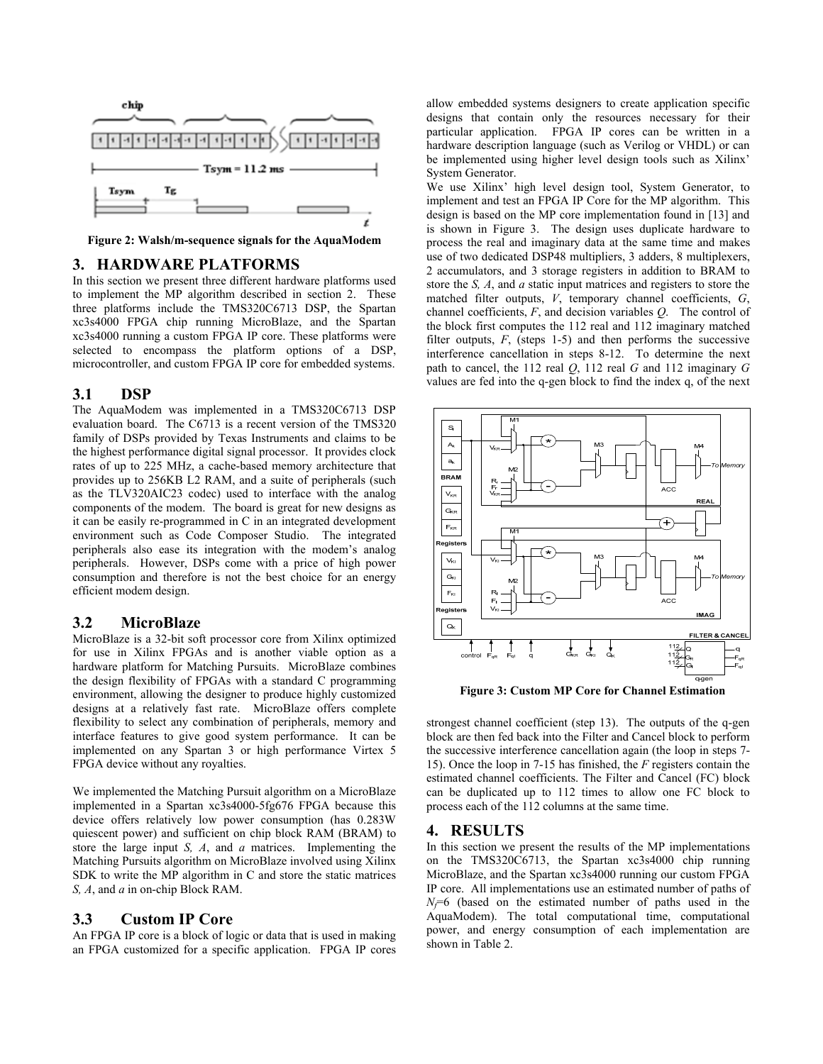Figure 2: Walsh/m-sequence signals for the AquaModem

## 3. HARDWARE PLATFORMS

In this section we present three different hardware platforms used to implement the MP algorithm described in section 2. These three platforms include the TMS320C6713 DSP, the Spartan xc3s4000 FPGA chip running MicroBlaze, and the Spartan xc3s4000 running a custom FPGA IP core. These platforms were selected to encompass the platform options of a DSP, microcontroller, and custom FPGA IP core for embedded systems.

### 3.1 DSP

The AquaModem was implemented in a TMS320C6713 DSP evaluation board. The C6713 is a recent version of the TMS320 family of DSPs provided by Texas Instruments and claims to be the highest performance digital signal processor. It provides clock rates of up to 225 MHz, a cache-based memory architecture that provides up to 256KB L2 RAM, and a suite of peripherals (such as the TLV320AIC23 codec) used to interface with the analog components of the modem. The board is great for new designs as it can be easily re-programmed in C in an integrated development environment such as Code Composer Studio. The integrated peripherals also ease its integration with the modem's analog peripherals. However, DSPs come with a price of high power consumption and therefore is not the best choice for an energy efficient modem design.

### 3.2 MicroBlaze

MicroBlaze is a 32-bit soft processor core from Xilinx optimized for use in Xilinx FPGAs and is another viable option as a hardware platform for Matching Pursuits. MicroBlaze combines the design flexibility of FPGAs with a standard C programming environment, allowing the designer to produce highly customized designs at a relatively fast rate. MicroBlaze offers complete flexibility to select any combination of peripherals, memory and interface features to give good system performance. It can be implemented on any Spartan 3 or high performance Virtex 5 FPGA device without any royalties.

We implemented the Matching Pursuit algorithm on a MicroBlaze implemented in a Spartan xc3s4000-5fg676 FPGA because this device offers relatively low power consumption (has 0.283W quiescent power) and sufficient on chip block RAM (BRAM) to store the large input *S, A*, and *a* matrices. Implementing the Matching Pursuits algorithm on MicroBlaze involved using Xilinx SDK to write the MP algorithm in C and store the static matrices *S, A*, and *a* in on-chip Block RAM.

### 3.3 Custom IP Core

An FPGA IP core is a block of logic or data that is used in making an FPGA customized for a specific application. FPGA IP cores allow embedded systems designers to create application specific designs that contain only the resources necessary for their particular application. FPGA IP cores can be written in a hardware description language (such as Verilog or VHDL) or can be implemented using higher level design tools such as Xilinx' System Generator.

We use Xilinx' high level design tool, System Generator, to implement and test an FPGA IP Core for the MP algorithm. This design is based on the MP core implementation found in [13] and is shown in Figure 3. The design uses duplicate hardware to process the real and imaginary data at the same time and makes use of two dedicated DSP48 multipliers, 3 adders, 8 multiplexers, 2 accumulators, and 3 storage registers in addition to BRAM to store the *S, A*, and *a* static input matrices and registers to store the matched filter outputs, *V*, temporary channel coefficients, *G*, channel coefficients, *F*, and decision variables *Q*. The control of the block first computes the 112 real and 112 imaginary matched filter outputs, *F*, (steps 1-5) and then performs the successive interference cancellation in steps 8-12. To determine the next path to cancel, the 112 real *Q*, 112 real *G* and 112 imaginary *G* values are fed into the q-gen block to find the index q, of the next strongest channel coefficient (step 13). The outputs of the q-gen block are then fed back into the Filter and Cancel block to perform the successive interference cancellation again (the loop in steps 7-15). Once the loop in 7-15 has finished, the *F* registers contain the estimated channel coefficients. The Filter and Cancel (FC) block can be duplicated up to 112 times to allow one FC block to process each of the 112 columns at the same time.

Figure 3: Custom MP Core for Channel Estimation

## 4. RESULTS

In this section we present the results of the MP implementations on the TMS320C6713, the Spartan xc3s4000 chip running MicroBlaze, and the Spartan xc3s4000 running our custom FPGA IP core. All implementations use an estimated number of paths of $N_f$=6 (based on the estimated number of paths used in the AquaModem). The total computational time, computational power, and energy consumption of each implementation are shown in Table 2.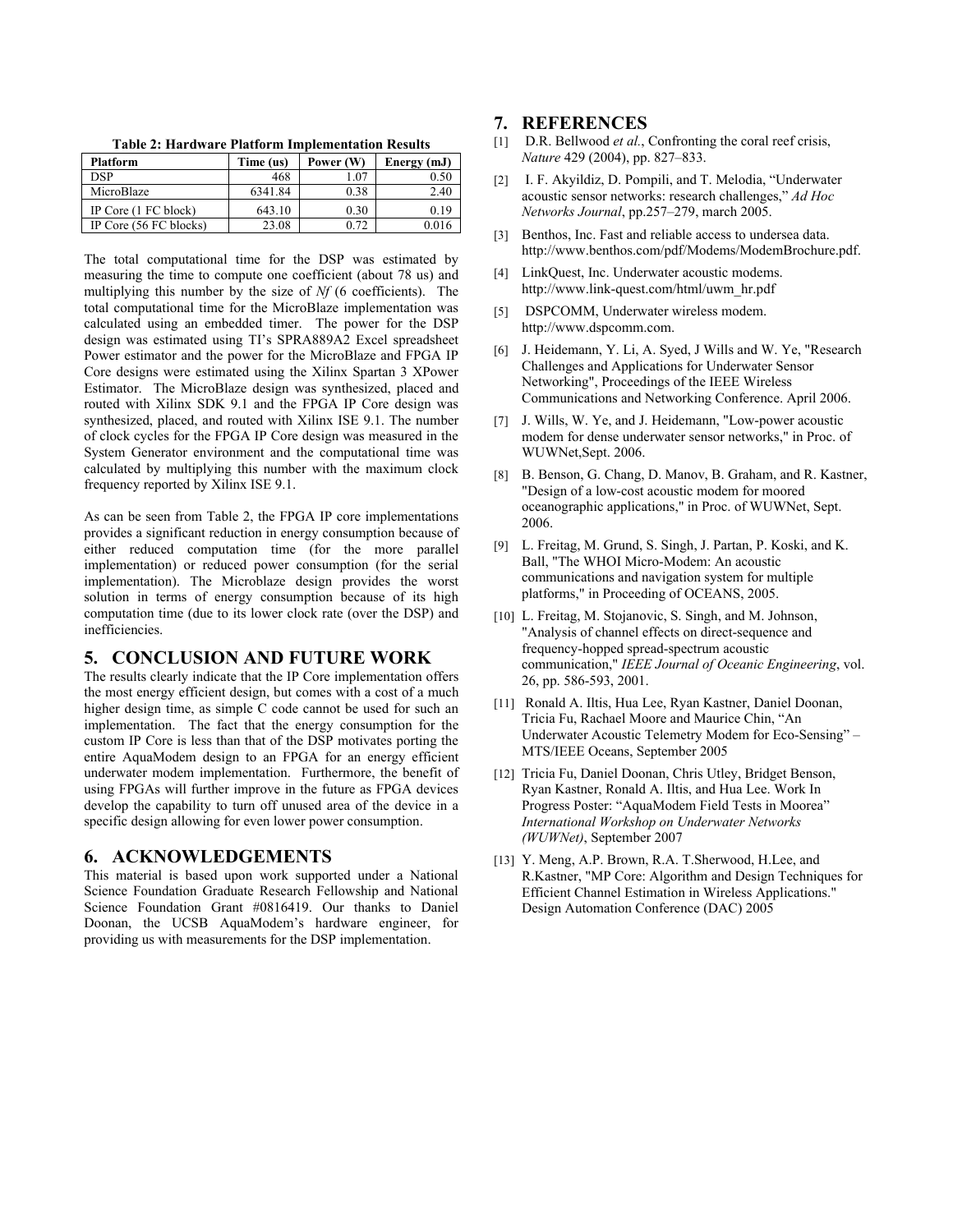**Table 2: Hardware Platform Implementation Results**

| Platform | Time (us) | Power (W) | Energy (mJ) |
|---|---|---|---|
| DSP | 468 | 1.07 | 0.50 |
| MicroBlaze | 6341.84 | 0.38 | 2.40 |
| IP Core (1 FC block) | 643.10 | 0.30 | 0.19 |
| IP Core (56 FC blocks) | 23.08 | 0.72 | 0.016 |

The total computational time for the DSP was estimated by measuring the time to compute one coefficient (about 78 us) and multiplying this number by the size of *Nf* (6 coefficients). The total computational time for the MicroBlaze implementation was calculated using an embedded timer. The power for the DSP design was estimated using TI's SPRA889A2 Excel spreadsheet Power estimator and the power for the MicroBlaze and FPGA IP Core designs were estimated using the Xilinx Spartan 3 XPower Estimator. The MicroBlaze design was synthesized, placed and routed with Xilinx SDK 9.1 and the FPGA IP Core design was synthesized, placed, and routed with Xilinx ISE 9.1. The number of clock cycles for the FPGA IP Core design was measured in the System Generator environment and the computational time was calculated by multiplying this number with the maximum clock frequency reported by Xilinx ISE 9.1.

As can be seen from Table 2, the FPGA IP core implementations provides a significant reduction in energy consumption because of either reduced computation time (for the more parallel implementation) or reduced power consumption (for the serial implementation). The Microblaze design provides the worst solution in terms of energy consumption because of its high computation time (due to its lower clock rate (over the DSP) and inefficiencies.

## 5. CONCLUSION AND FUTURE WORK

The results clearly indicate that the IP Core implementation offers the most energy efficient design, but comes with a cost of a much higher design time, as simple C code cannot be used for such an implementation. The fact that the energy consumption for the custom IP Core is less than that of the DSP motivates porting the entire AquaModem design to an FPGA for an energy efficient underwater modem implementation. Furthermore, the benefit of using FPGAs will further improve in the future as FPGA devices develop the capability to turn off unused area of the device in a specific design allowing for even lower power consumption.

## 6. ACKNOWLEDGEMENTS

This material is based upon work supported under a National Science Foundation Graduate Research Fellowship and National Science Foundation Grant #0816419. Our thanks to Daniel Doonan, the UCSB AquaModem's hardware engineer, for providing us with measurements for the DSP implementation.

## 7. REFERENCES

[1] D.R. Bellwood *et al.*, Confronting the coral reef crisis, *Nature* 429 (2004), pp. 827–833.

[2] I. F. Akyildiz, D. Pompili, and T. Melodia, "Underwater acoustic sensor networks: research challenges," *Ad Hoc Networks Journal*, pp.257–279, march 2005.

[3] Benthos, Inc. Fast and reliable access to undersea data. http://www.benthos.com/pdf/Modems/ModemBrochure.pdf.

[4] LinkQuest, Inc. Underwater acoustic modems. http://www.link-quest.com/html/uwm_hr.pdf

[5] DSPCOMM, Underwater wireless modem. http://www.dspcomm.com.

[6] J. Heidemann, Y. Li, A. Syed, J Wills and W. Ye, "Research Challenges and Applications for Underwater Sensor Networking", Proceedings of the IEEE Wireless Communications and Networking Conference. April 2006.

[7] J. Wills, W. Ye, and J. Heidemann, "Low-power acoustic modem for dense underwater sensor networks," in Proc. of WUWNet,Sept. 2006.

[8] B. Benson, G. Chang, D. Manov, B. Graham, and R. Kastner, "Design of a low-cost acoustic modem for moored oceanographic applications," in Proc. of WUWNet, Sept. 2006.

[9] L. Freitag, M. Grund, S. Singh, J. Partan, P. Koski, and K. Ball, "The WHOI Micro-Modem: An acoustic communications and navigation system for multiple platforms," in Proceeding of OCEANS, 2005.

[10] L. Freitag, M. Stojanovic, S. Singh, and M. Johnson, "Analysis of channel effects on direct-sequence and frequency-hopped spread-spectrum acoustic communication," *IEEE Journal of Oceanic Engineering*, vol. 26, pp. 586-593, 2001.

[11] Ronald A. Iltis, Hua Lee, Ryan Kastner, Daniel Doonan, Tricia Fu, Rachael Moore and Maurice Chin, "An Underwater Acoustic Telemetry Modem for Eco-Sensing" – MTS/IEEE Oceans, September 2005

[12] Tricia Fu, Daniel Doonan, Chris Utley, Bridget Benson, Ryan Kastner, Ronald A. Iltis, and Hua Lee. Work In Progress Poster: "AquaModem Field Tests in Moorea" *International Workshop on Underwater Networks (WUWNet)*, September 2007

[13] Y. Meng, A.P. Brown, R.A. T.Sherwood, H.Lee, and R.Kastner, "MP Core: Algorithm and Design Techniques for Efficient Channel Estimation in Wireless Applications." Design Automation Conference (DAC) 2005